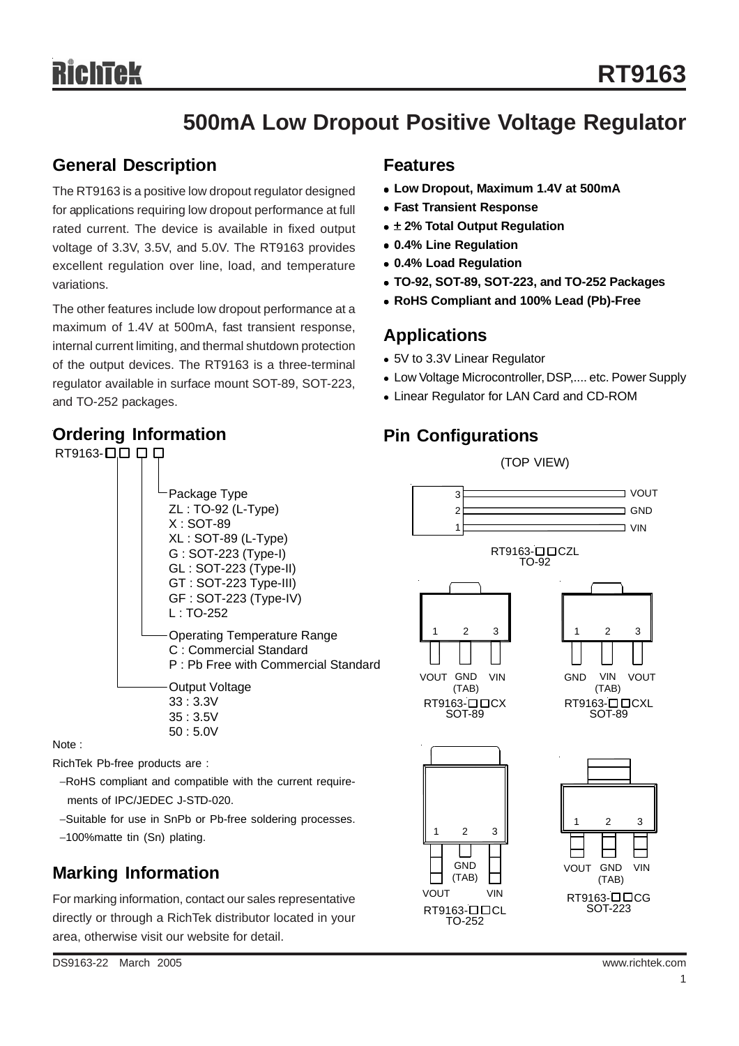# RT9163

## 500mA Low Dropout Positive Voltage Regulator

## General Description

The RT9163 is a positive low dropout regulator designed for applications requiring low dropout performance at full rated current. The device is available in fixed output voltage of 3.3V, 3.5V, and 5.0V. The RT9163 provides excellent regulation over line, load, and temperature variations.

The other features include low dropout performance at a maximum of 1.4V at 500mA, fast transient response, internal current limiting, and thermal shutdown protection of the output devices. The RT9163 is a three-terminal regulator available in surface mount SOT-89, SOT-223, and TO-252 packages.

## Features

- **Low Dropout, Maximum 1.4V at 500mA**
- **Fast Transient Response**
- **± 2% Total Output Regulation**
- **0.4% Line Regulation**
- **0.4% Load Regulation**
- **TO-92, SOT-89, SOT-223, and TO-252 Packages**
- **RoHS Compliant and 100% Lead (Pb)-Free**

## Applications

- 5V to 3.3V Linear Regulator
- Low Voltage Microcontroller, DSP,.... etc. Power Supply
- Linear Regulator for LAN Card and CD-ROM

## Ordering Information

RT9163-□□ □ □

Package Type
ZL : TO-92 (L-Type)
X : SOT-89
XL : SOT-89 (L-Type)
G : SOT-223 (Type-I)
GL : SOT-223 (Type-II)
GT : SOT-223 Type-III)
GF : SOT-223 (Type-IV)
L : TO-252

Operating Temperature Range
C : Commercial Standard
P : Pb Free with Commercial Standard

Output Voltage
33 : 3.3V
35 : 3.5V
50 : 5.0V

Note :

RichTek Pb-free products are :

- RoHS compliant and compatible with the current requirements of IPC/JEDEC J-STD-020.
- Suitable for use in SnPb or Pb-free soldering processes.
- 100%matte tin (Sn) plating.

## Pin Configurations

(TOP VIEW)

3 VOUT
2 GND
1 VIN

RT9163-□□CZL
TO-92

1 2 3
VOUT GND (TAB) VIN
RT9163-□□CX
SOT-89

1 2 3
GND VIN (TAB) VOUT
RT9163-□□CXL
SOT-89

1 2 3
VOUT GND (TAB) VIN
RT9163-□□CL
TO-252

1 2 3
VOUT GND (TAB) VIN
RT9163-□□CG
SOT-223

## Marking Information

For marking information, contact our sales representative directly or through a RichTek distributor located in your area, otherwise visit our website for detail.

DS9163-22 March 2005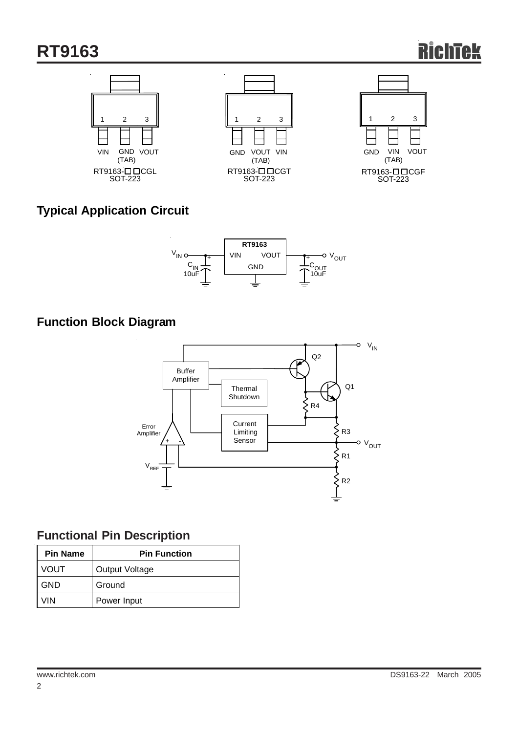| | | |
|---|---|---|
| 1 VIN, 2 GND (TAB), 3 VOUT | 1 GND, 2 VOUT (TAB), 3 VIN | 1 GND, 2 VIN (TAB), 3 VOUT |
| RT9163-□□CGL SOT-223 | RT9163-□□CGT SOT-223 | RT9163-□□CGF SOT-223 |

## Typical Application Circuit

## Function Block Diagram

## Functional Pin Description

| Pin Name | Pin Function |
|---|---|
| VOUT | Output Voltage |
| GND | Ground |
| VIN | Power Input |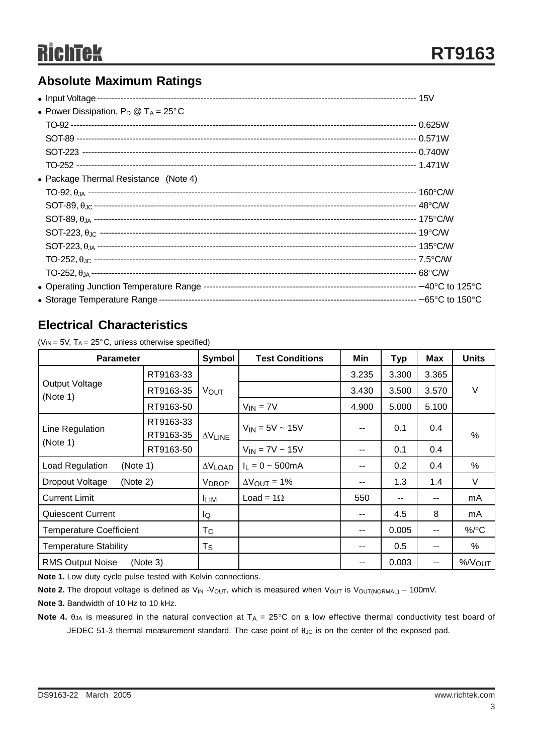## Absolute Maximum Ratings

- Input Voltage ------------------------------------------------------------------------------------------------------------- 15V
- Power Dissipation, $P_D$ @ $T_A = 25°C$
  - TO-92 ------------------------------------------------------------------------------------------------------------- 0.625W
  - SOT-89 ------------------------------------------------------------------------------------------------------------ 0.571W
  - SOT-223 ----------------------------------------------------------------------------------------------------------- 0.740W
  - TO-252 ------------------------------------------------------------------------------------------------------------ 1.471W
- Package Thermal Resistance (Note 4)
  - TO-92, $\theta_{JA}$ ------------------------------------------------------------------------------------------------ 160°C/W
  - SOT-89, $\theta_{JC}$ ----------------------------------------------------------------------------------------------- 48°C/W
  - SOT-89, $\theta_{JA}$ ----------------------------------------------------------------------------------------------- 175°C/W
  - SOT-223, $\theta_{JC}$ ---------------------------------------------------------------------------------------------- 19°C/W
  - SOT-223, $\theta_{JA}$ ---------------------------------------------------------------------------------------------- 135°C/W
  - TO-252, $\theta_{JC}$ ----------------------------------------------------------------------------------------------- 7.5°C/W
  - TO-252, $\theta_{JA}$ ----------------------------------------------------------------------------------------------- 68°C/W
- Operating Junction Temperature Range -------------------------------------------------------------------- −40°C to 125°C
- Storage Temperature Range ------------------------------------------------------------------------------------- −65°C to 150°C

## Electrical Characteristics

($V_{IN}$ = 5V, $T_A$ = 25°C, unless otherwise specified)

| Parameter | | Symbol | Test Conditions | Min | Typ | Max | Units |
|---|---|---|---|---|---|---|---|
| Output Voltage (Note 1) | RT9163-33 | $V_{OUT}$ | | 3.235 | 3.300 | 3.365 | V |
| | RT9163-35 | | | 3.430 | 3.500 | 3.570 | |
| | RT9163-50 | | $V_{IN}$ = 7V | 4.900 | 5.000 | 5.100 | |
| Line Regulation (Note 1) | RT9163-33 RT9163-35 | $\Delta V_{LINE}$ | $V_{IN}$ = 5V ~ 15V | -- | 0.1 | 0.4 | % |
| | RT9163-50 | | $V_{IN}$ = 7V ~ 15V | -- | 0.1 | 0.4 | |
| Load Regulation (Note 1) | | $\Delta V_{LOAD}$ | $I_L$ = 0 ~ 500mA | -- | 0.2 | 0.4 | % |
| Dropout Voltage (Note 2) | | $V_{DROP}$ | $\Delta V_{OUT}$ = 1% | -- | 1.3 | 1.4 | V |
| Current Limit | | $I_{LIM}$ | Load = 1Ω | 550 | -- | -- | mA |
| Quiescent Current | | $I_Q$ | | -- | 4.5 | 8 | mA |
| Temperature Coefficient | | $T_C$ | | -- | 0.005 | -- | %/°C |
| Temperature Stability | | $T_S$ | | -- | 0.5 | -- | % |
| RMS Output Noise (Note 3) | | | | -- | 0.003 | -- | %/$V_{OUT}$ |

**Note 1.** Low duty cycle pulse tested with Kelvin connections.

**Note 2.** The dropout voltage is defined as $V_{IN}$ -$V_{OUT}$, which is measured when $V_{OUT}$ is $V_{OUT(NORMAL)}$ − 100mV.

**Note 3.** Bandwidth of 10 Hz to 10 kHz.

**Note 4.** $\theta_{JA}$ is measured in the natural convection at $T_A$ = 25°C on a low effective thermal conductivity test board of JEDEC 51-3 thermal measurement standard. The case point of $\theta_{JC}$ is on the center of the exposed pad.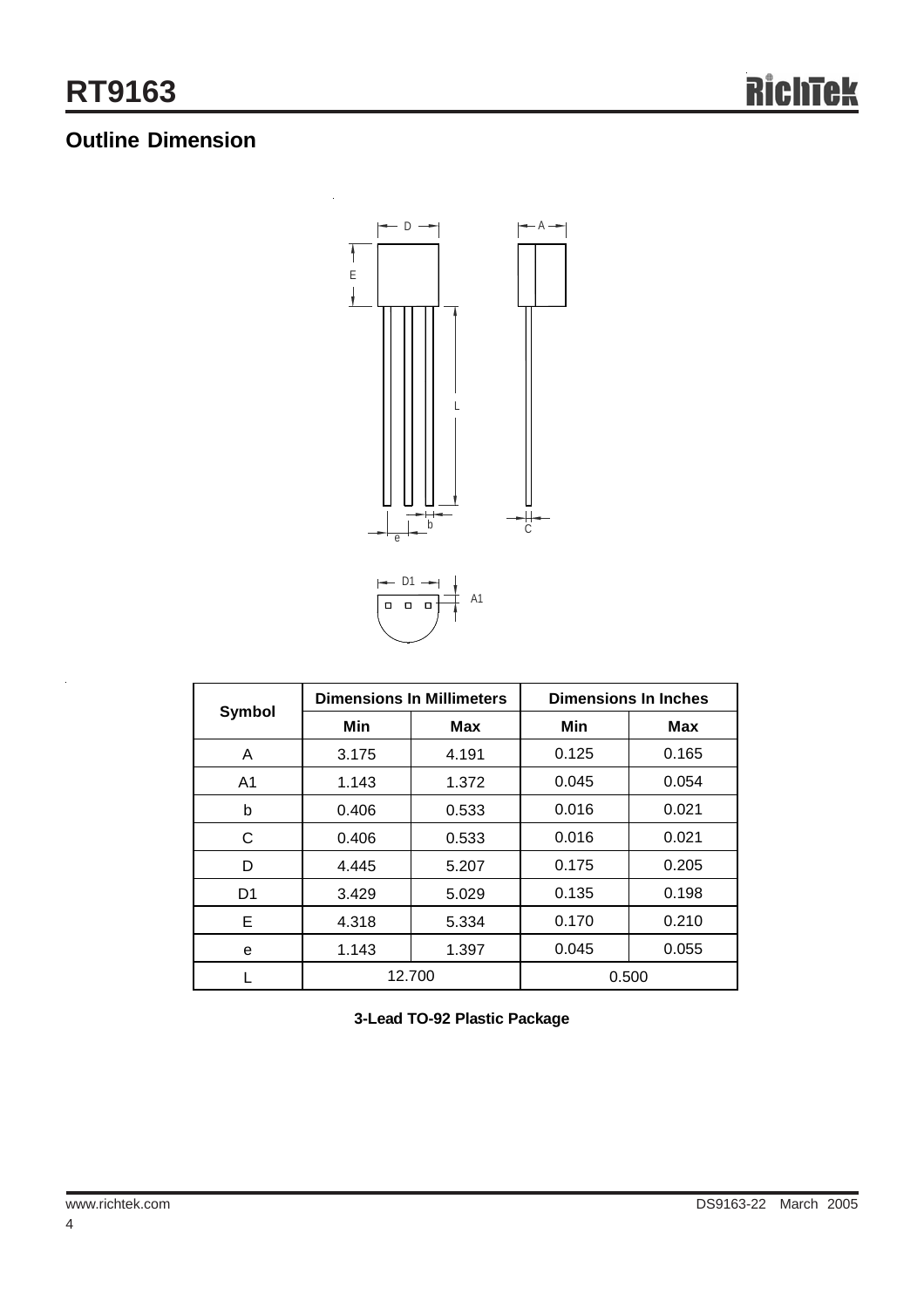## Outline Dimension

D
A
E
L
b
C
e
D1
A1

| Symbol | Dimensions In Millimeters | | Dimensions In Inches | |
|---|---|---|---|---|
| | Min | Max | Min | Max |
| A | 3.175 | 4.191 | 0.125 | 0.165 |
| A1 | 1.143 | 1.372 | 0.045 | 0.054 |
| b | 0.406 | 0.533 | 0.016 | 0.021 |
| C | 0.406 | 0.533 | 0.016 | 0.021 |
| D | 4.445 | 5.207 | 0.175 | 0.205 |
| D1 | 3.429 | 5.029 | 0.135 | 0.198 |
| E | 4.318 | 5.334 | 0.170 | 0.210 |
| e | 1.143 | 1.397 | 0.045 | 0.055 |
| L | 12.700 | | 0.500 | |

**3-Lead TO-92 Plastic Package**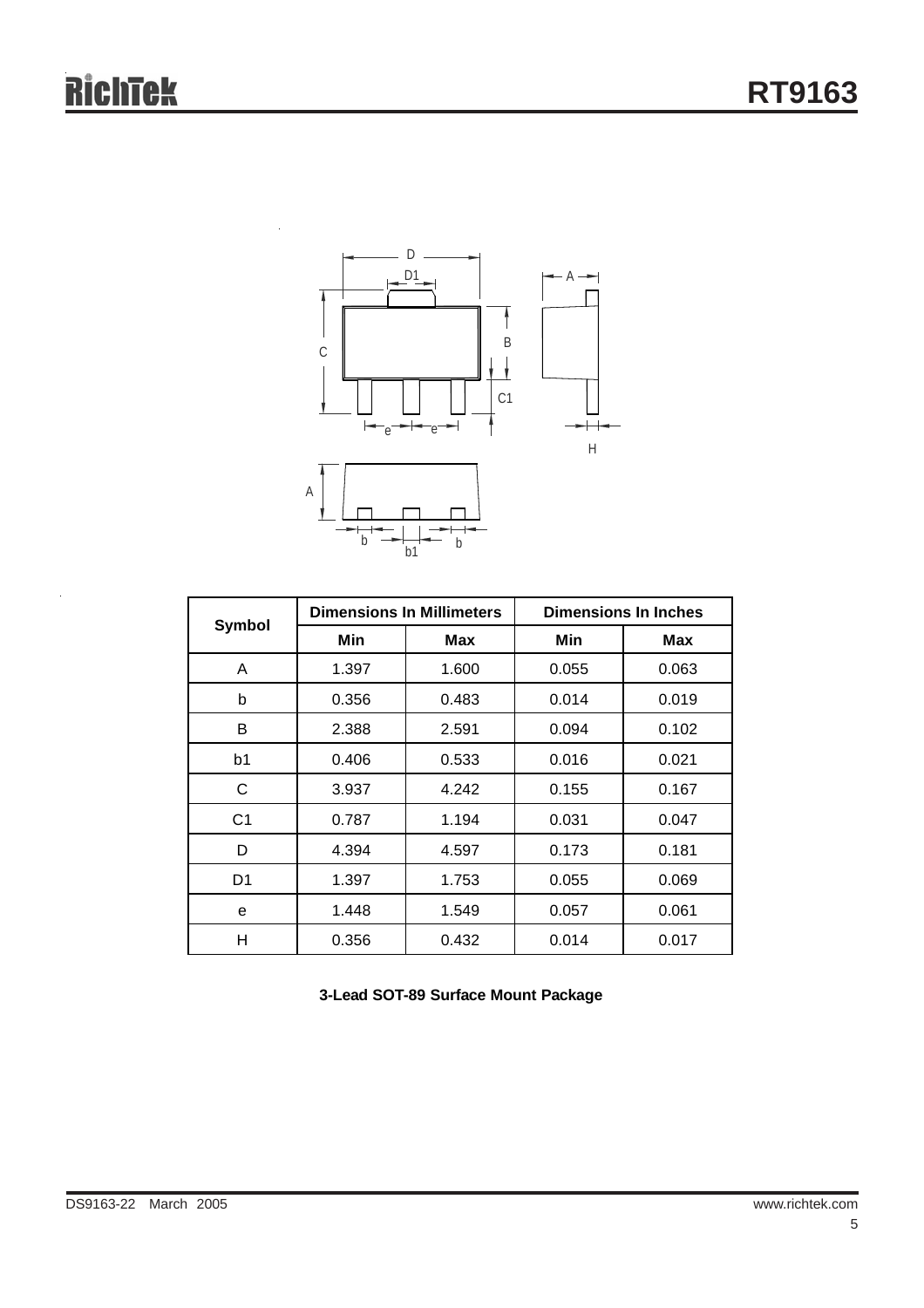D

D1

A

B

C

C1

e e

H

A

b b1 b

| Symbol | Dimensions In Millimeters | | Dimensions In Inches | |
|---|---|---|---|---|
| | Min | Max | Min | Max |
| A | 1.397 | 1.600 | 0.055 | 0.063 |
| b | 0.356 | 0.483 | 0.014 | 0.019 |
| B | 2.388 | 2.591 | 0.094 | 0.102 |
| b1 | 0.406 | 0.533 | 0.016 | 0.021 |
| C | 3.937 | 4.242 | 0.155 | 0.167 |
| C1 | 0.787 | 1.194 | 0.031 | 0.047 |
| D | 4.394 | 4.597 | 0.173 | 0.181 |
| D1 | 1.397 | 1.753 | 0.055 | 0.069 |
| e | 1.448 | 1.549 | 0.057 | 0.061 |
| H | 0.356 | 0.432 | 0.014 | 0.017 |

**3-Lead SOT-89 Surface Mount Package**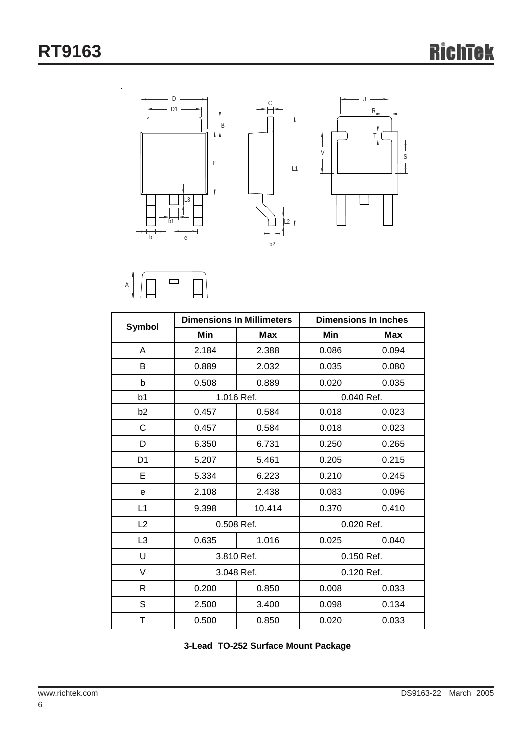| Symbol | Dimensions In Millimeters | | Dimensions In Inches | |
|---|---|---|---|---|
| | Min | Max | Min | Max |
| A | 2.184 | 2.388 | 0.086 | 0.094 |
| B | 0.889 | 2.032 | 0.035 | 0.080 |
| b | 0.508 | 0.889 | 0.020 | 0.035 |
| b1 | 1.016 Ref. | | 0.040 Ref. | |
| b2 | 0.457 | 0.584 | 0.018 | 0.023 |
| C | 0.457 | 0.584 | 0.018 | 0.023 |
| D | 6.350 | 6.731 | 0.250 | 0.265 |
| D1 | 5.207 | 5.461 | 0.205 | 0.215 |
| E | 5.334 | 6.223 | 0.210 | 0.245 |
| e | 2.108 | 2.438 | 0.083 | 0.096 |
| L1 | 9.398 | 10.414 | 0.370 | 0.410 |
| L2 | 0.508 Ref. | | 0.020 Ref. | |
| L3 | 0.635 | 1.016 | 0.025 | 0.040 |
| U | 3.810 Ref. | | 0.150 Ref. | |
| V | 3.048 Ref. | | 0.120 Ref. | |
| R | 0.200 | 0.850 | 0.008 | 0.033 |
| S | 2.500 | 3.400 | 0.098 | 0.134 |
| T | 0.500 | 0.850 | 0.020 | 0.033 |

**3-Lead TO-252 Surface Mount Package**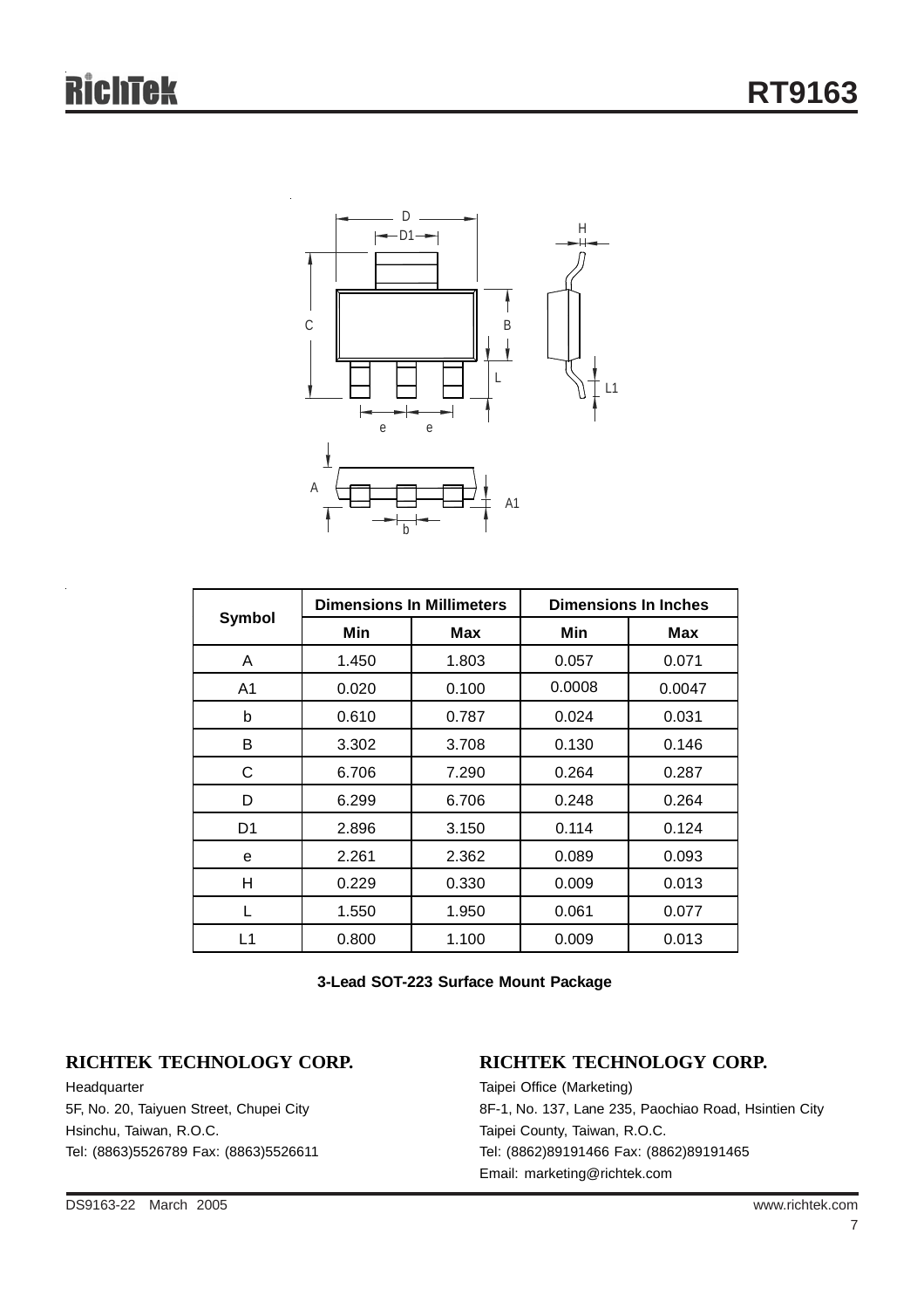D

D1

H

C

B

L

L1

e e

A

A1

b

| Symbol | Dimensions In Millimeters | | Dimensions In Inches | |
|---|---|---|---|---|
| | Min | Max | Min | Max |
| A | 1.450 | 1.803 | 0.057 | 0.071 |
| A1 | 0.020 | 0.100 | 0.0008 | 0.0047 |
| b | 0.610 | 0.787 | 0.024 | 0.031 |
| B | 3.302 | 3.708 | 0.130 | 0.146 |
| C | 6.706 | 7.290 | 0.264 | 0.287 |
| D | 6.299 | 6.706 | 0.248 | 0.264 |
| D1 | 2.896 | 3.150 | 0.114 | 0.124 |
| e | 2.261 | 2.362 | 0.089 | 0.093 |
| H | 0.229 | 0.330 | 0.009 | 0.013 |
| L | 1.550 | 1.950 | 0.061 | 0.077 |
| L1 | 0.800 | 1.100 | 0.009 | 0.013 |

**3-Lead SOT-223 Surface Mount Package**

**RICHTEK TECHNOLOGY CORP.**

Headquarter
5F, No. 20, Taiyuen Street, Chupei City
Hsinchu, Taiwan, R.O.C.
Tel: (8863)5526789 Fax: (8863)5526611

**RICHTEK TECHNOLOGY CORP.**

Taipei Office (Marketing)
8F-1, No. 137, Lane 235, Paochiao Road, Hsintien City
Taipei County, Taiwan, R.O.C.
Tel: (8862)89191466 Fax: (8862)89191465
Email: marketing@richtek.com